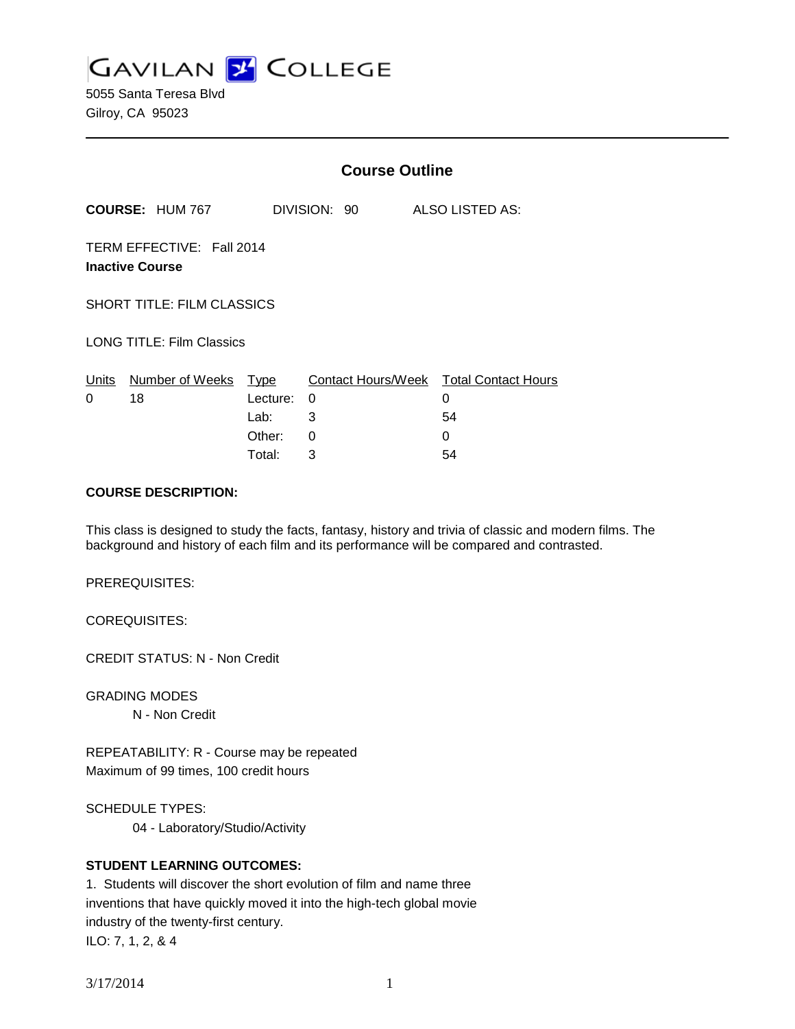GAVILAN COLLEGE

5055 Santa Teresa Blvd
Gilroy, CA 95023

## Course Outline

**COURSE:** HUM 767 DIVISION: 90 ALSO LISTED AS:

TERM EFFECTIVE: Fall 2014
**Inactive Course**

SHORT TITLE: FILM CLASSICS

LONG TITLE: Film Classics

| Units | Number of Weeks | Type | Contact Hours/Week | Total Contact Hours |
|---|---|---|---|---|
| 0 | 18 | Lecture: | 0 | 0 |
| | | Lab: | 3 | 54 |
| | | Other: | 0 | 0 |
| | | Total: | 3 | 54 |

**COURSE DESCRIPTION:**

This class is designed to study the facts, fantasy, history and trivia of classic and modern films. The background and history of each film and its performance will be compared and contrasted.

PREREQUISITES:

COREQUISITES:

CREDIT STATUS: N - Non Credit

GRADING MODES
N - Non Credit

REPEATABILITY: R - Course may be repeated
Maximum of 99 times, 100 credit hours

SCHEDULE TYPES:
04 - Laboratory/Studio/Activity

**STUDENT LEARNING OUTCOMES:**

1. Students will discover the short evolution of film and name three inventions that have quickly moved it into the high-tech global movie industry of the twenty-first century.
ILO: 7, 1, 2, & 4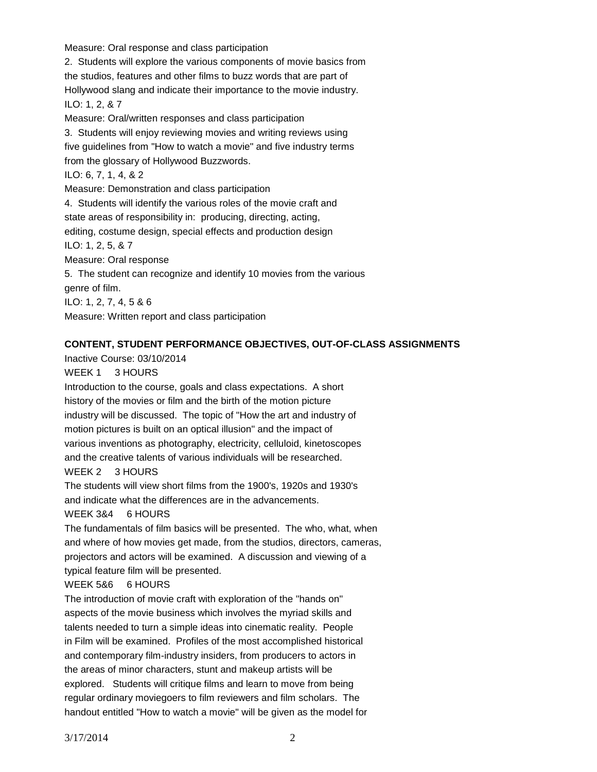Measure: Oral response and class participation

2. Students will explore the various components of movie basics from the studios, features and other films to buzz words that are part of Hollywood slang and indicate their importance to the movie industry.
ILO: 1, 2, & 7
Measure: Oral/written responses and class participation

3. Students will enjoy reviewing movies and writing reviews using five guidelines from "How to watch a movie" and five industry terms from the glossary of Hollywood Buzzwords.
ILO: 6, 7, 1, 4, & 2
Measure: Demonstration and class participation

4. Students will identify the various roles of the movie craft and state areas of responsibility in: producing, directing, acting, editing, costume design, special effects and production design
ILO: 1, 2, 5, & 7
Measure: Oral response

5. The student can recognize and identify 10 movies from the various genre of film.
ILO: 1, 2, 7, 4, 5 & 6
Measure: Written report and class participation

**CONTENT, STUDENT PERFORMANCE OBJECTIVES, OUT-OF-CLASS ASSIGNMENTS**

Inactive Course: 03/10/2014

WEEK 1 3 HOURS

Introduction to the course, goals and class expectations. A short history of the movies or film and the birth of the motion picture industry will be discussed. The topic of "How the art and industry of motion pictures is built on an optical illusion" and the impact of various inventions as photography, electricity, celluloid, kinetoscopes and the creative talents of various individuals will be researched.

WEEK 2 3 HOURS

The students will view short films from the 1900's, 1920s and 1930's and indicate what the differences are in the advancements.

WEEK 3&4 6 HOURS

The fundamentals of film basics will be presented. The who, what, when and where of how movies get made, from the studios, directors, cameras, projectors and actors will be examined. A discussion and viewing of a typical feature film will be presented.

WEEK 5&6 6 HOURS

The introduction of movie craft with exploration of the "hands on" aspects of the movie business which involves the myriad skills and talents needed to turn a simple ideas into cinematic reality. People in Film will be examined. Profiles of the most accomplished historical and contemporary film-industry insiders, from producers to actors in the areas of minor characters, stunt and makeup artists will be explored. Students will critique films and learn to move from being regular ordinary moviegoers to film reviewers and film scholars. The handout entitled "How to watch a movie" will be given as the model for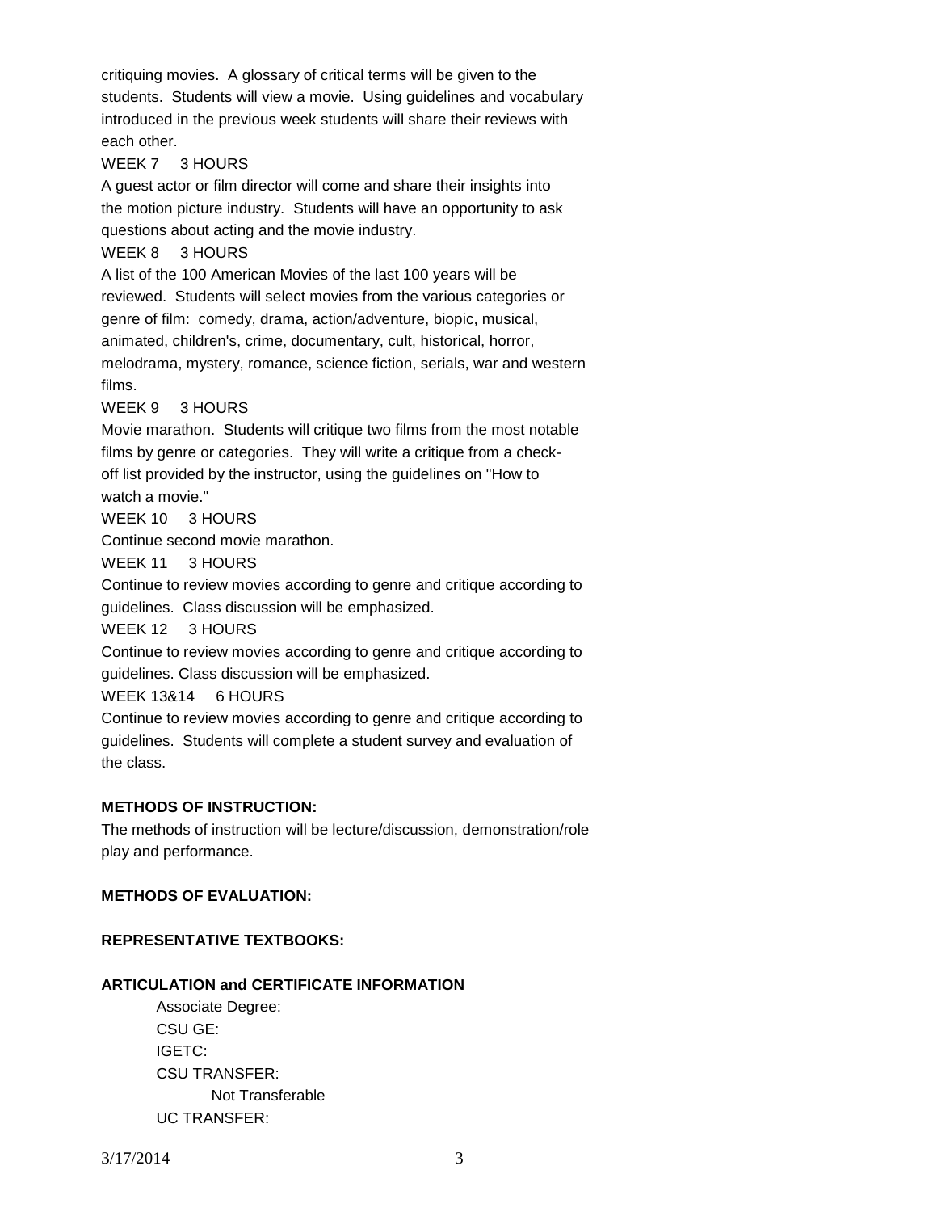critiquing movies. A glossary of critical terms will be given to the students. Students will view a movie. Using guidelines and vocabulary introduced in the previous week students will share their reviews with each other.

WEEK 7 3 HOURS

A guest actor or film director will come and share their insights into the motion picture industry. Students will have an opportunity to ask questions about acting and the movie industry.

WEEK 8 3 HOURS

A list of the 100 American Movies of the last 100 years will be reviewed. Students will select movies from the various categories or genre of film: comedy, drama, action/adventure, biopic, musical, animated, children's, crime, documentary, cult, historical, horror, melodrama, mystery, romance, science fiction, serials, war and western films.

WEEK 9 3 HOURS

Movie marathon. Students will critique two films from the most notable films by genre or categories. They will write a critique from a check-off list provided by the instructor, using the guidelines on "How to watch a movie."

WEEK 10 3 HOURS

Continue second movie marathon.

WEEK 11 3 HOURS

Continue to review movies according to genre and critique according to guidelines. Class discussion will be emphasized.

WEEK 12 3 HOURS

Continue to review movies according to genre and critique according to guidelines. Class discussion will be emphasized.

WEEK 13&14 6 HOURS

Continue to review movies according to genre and critique according to guidelines. Students will complete a student survey and evaluation of the class.

**METHODS OF INSTRUCTION:**

The methods of instruction will be lecture/discussion, demonstration/role play and performance.

**METHODS OF EVALUATION:**

**REPRESENTATIVE TEXTBOOKS:**

**ARTICULATION and CERTIFICATE INFORMATION**

Associate Degree:
CSU GE:
IGETC:
CSU TRANSFER:
 Not Transferable
UC TRANSFER: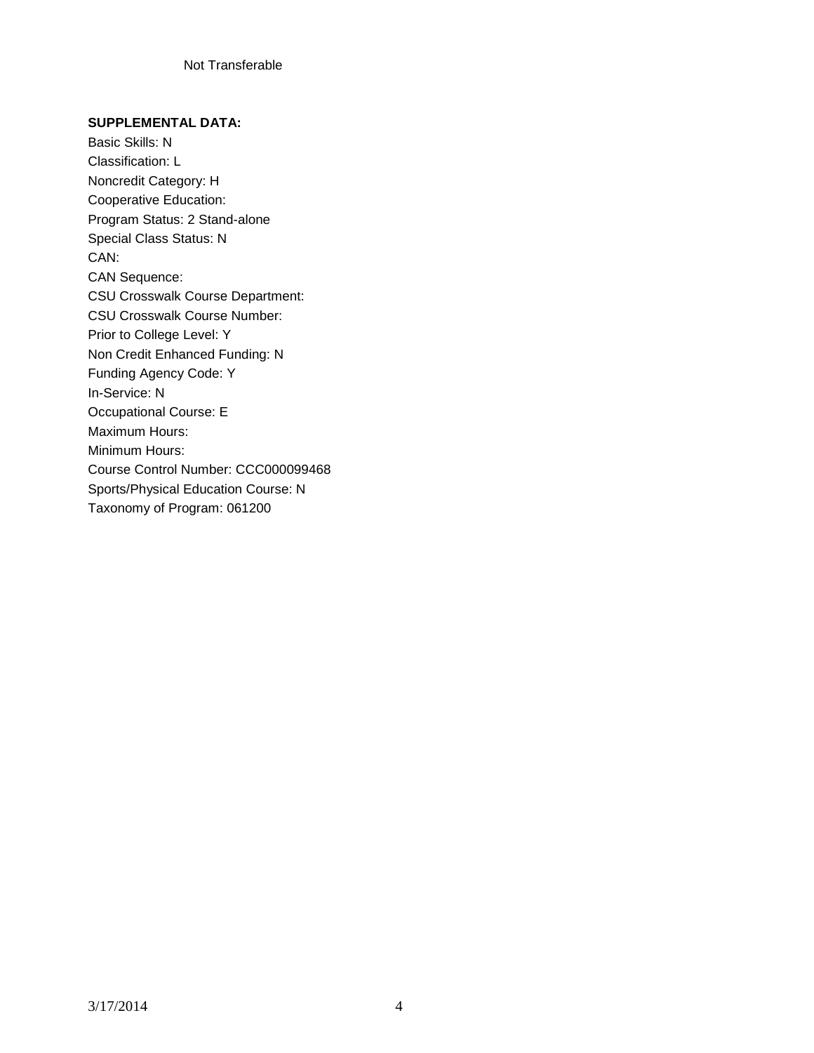Not Transferable

**SUPPLEMENTAL DATA:**

Basic Skills: N
Classification: L
Noncredit Category: H
Cooperative Education:
Program Status: 2 Stand-alone
Special Class Status: N
CAN:
CAN Sequence:
CSU Crosswalk Course Department:
CSU Crosswalk Course Number:
Prior to College Level: Y
Non Credit Enhanced Funding: N
Funding Agency Code: Y
In-Service: N
Occupational Course: E
Maximum Hours:
Minimum Hours:
Course Control Number: CCC000099468
Sports/Physical Education Course: N
Taxonomy of Program: 061200